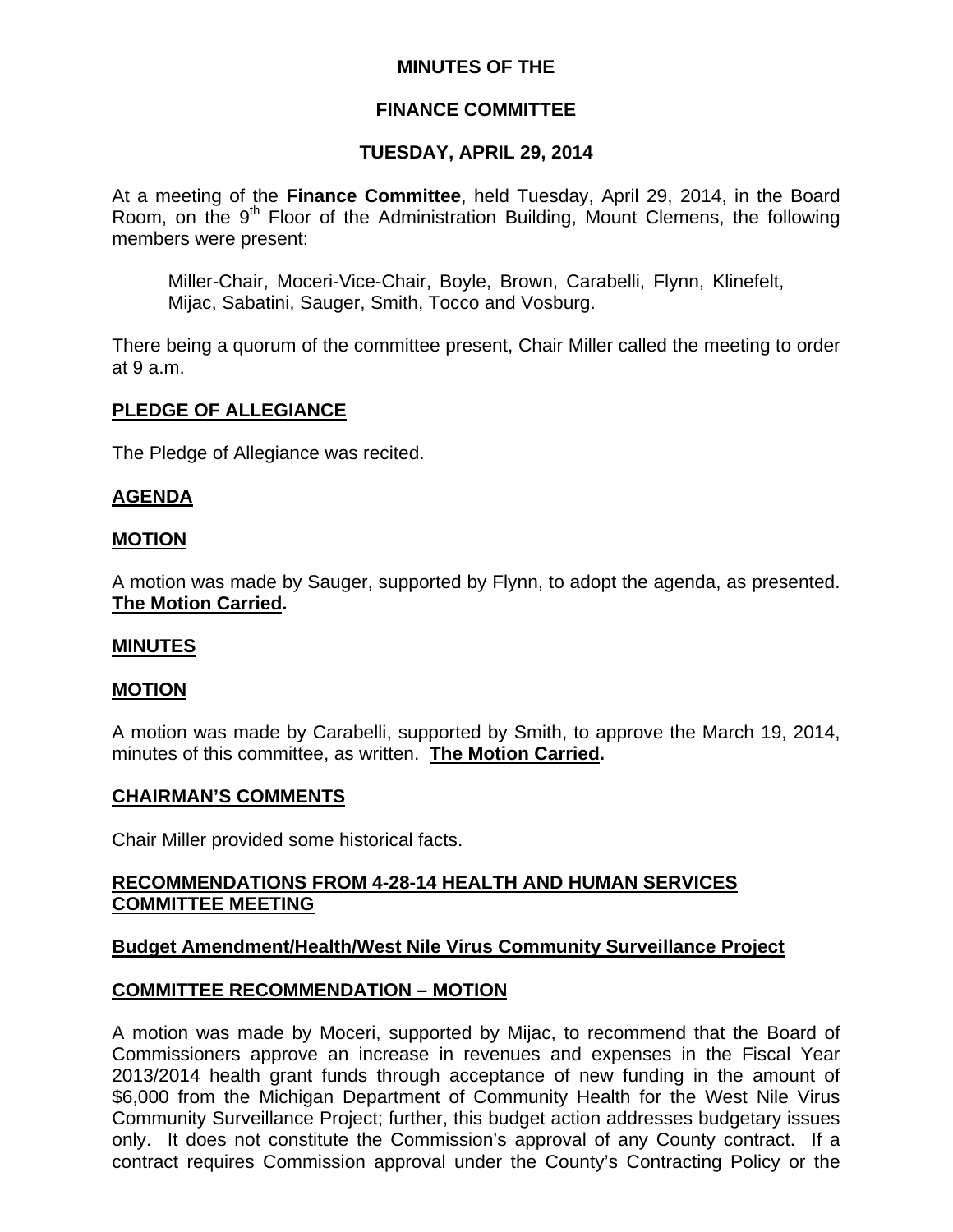# MINUTES OF THE

# FINANCE COMMITTEE

# TUESDAY, APRIL 29, 2014

At a meeting of the **Finance Committee**, held Tuesday, April 29, 2014, in the Board Room, on the 9th Floor of the Administration Building, Mount Clemens, the following members were present:

> Miller-Chair, Moceri-Vice-Chair, Boyle, Brown, Carabelli, Flynn, Klinefelt, Mijac, Sabatini, Sauger, Smith, Tocco and Vosburg.

There being a quorum of the committee present, Chair Miller called the meeting to order at 9 a.m.

## PLEDGE OF ALLEGIANCE

The Pledge of Allegiance was recited.

## AGENDA

## MOTION

A motion was made by Sauger, supported by Flynn, to adopt the agenda, as presented. **The Motion Carried.**

## MINUTES

## MOTION

A motion was made by Carabelli, supported by Smith, to approve the March 19, 2014, minutes of this committee, as written. **The Motion Carried.**

## CHAIRMAN'S COMMENTS

Chair Miller provided some historical facts.

## RECOMMENDATIONS FROM 4-28-14 HEALTH AND HUMAN SERVICES COMMITTEE MEETING

## Budget Amendment/Health/West Nile Virus Community Surveillance Project

## COMMITTEE RECOMMENDATION – MOTION

A motion was made by Moceri, supported by Mijac, to recommend that the Board of Commissioners approve an increase in revenues and expenses in the Fiscal Year 2013/2014 health grant funds through acceptance of new funding in the amount of $6,000 from the Michigan Department of Community Health for the West Nile Virus Community Surveillance Project; further, this budget action addresses budgetary issues only. It does not constitute the Commission's approval of any County contract. If a contract requires Commission approval under the County's Contracting Policy or the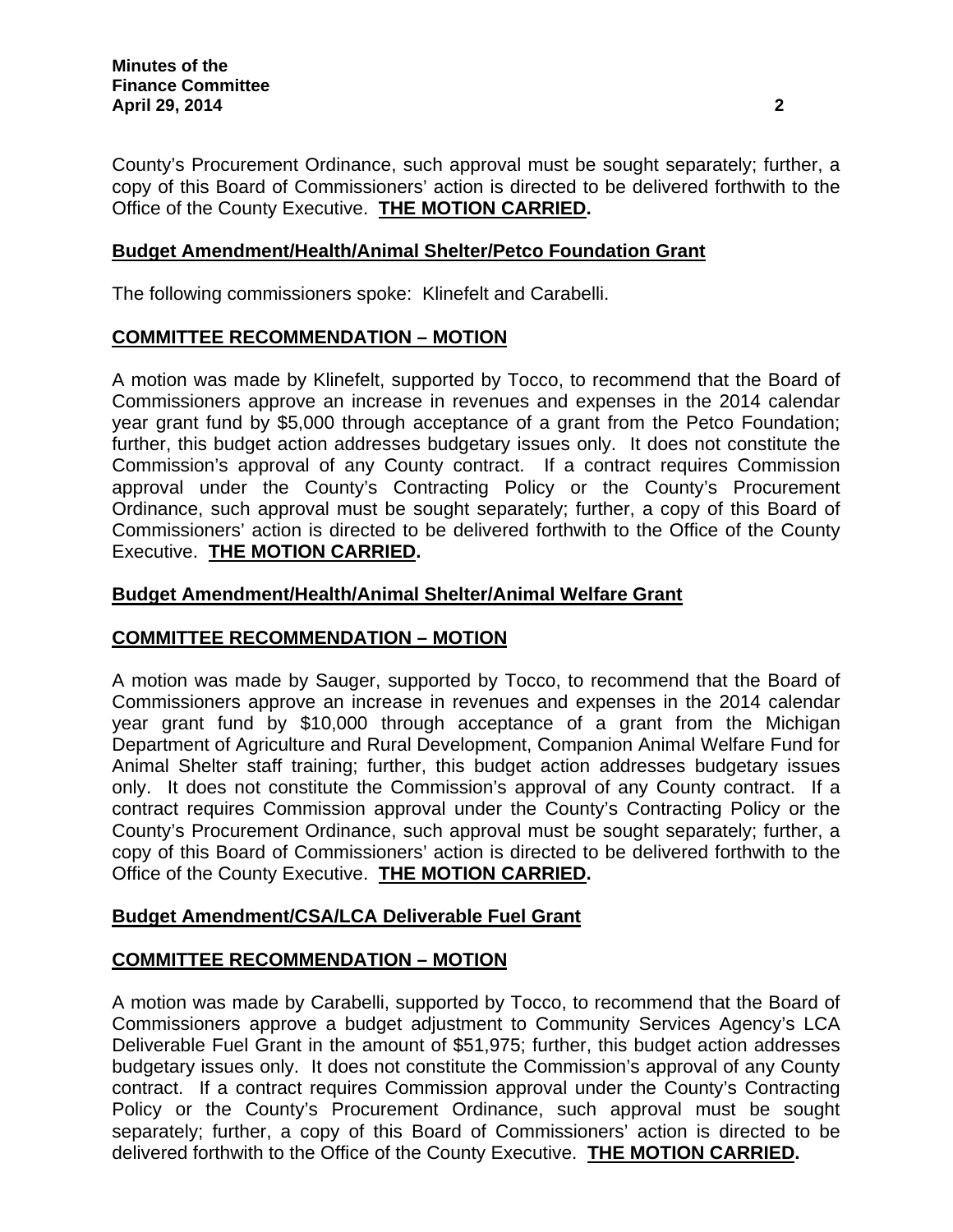County's Procurement Ordinance, such approval must be sought separately; further, a copy of this Board of Commissioners' action is directed to be delivered forthwith to the Office of the County Executive. **THE MOTION CARRIED.**

## Budget Amendment/Health/Animal Shelter/Petco Foundation Grant

The following commissioners spoke: Klinefelt and Carabelli.

## COMMITTEE RECOMMENDATION – MOTION

A motion was made by Klinefelt, supported by Tocco, to recommend that the Board of Commissioners approve an increase in revenues and expenses in the 2014 calendar year grant fund by $5,000 through acceptance of a grant from the Petco Foundation; further, this budget action addresses budgetary issues only. It does not constitute the Commission's approval of any County contract. If a contract requires Commission approval under the County's Contracting Policy or the County's Procurement Ordinance, such approval must be sought separately; further, a copy of this Board of Commissioners' action is directed to be delivered forthwith to the Office of the County Executive. **THE MOTION CARRIED.**

## Budget Amendment/Health/Animal Shelter/Animal Welfare Grant

## COMMITTEE RECOMMENDATION – MOTION

A motion was made by Sauger, supported by Tocco, to recommend that the Board of Commissioners approve an increase in revenues and expenses in the 2014 calendar year grant fund by $10,000 through acceptance of a grant from the Michigan Department of Agriculture and Rural Development, Companion Animal Welfare Fund for Animal Shelter staff training; further, this budget action addresses budgetary issues only. It does not constitute the Commission's approval of any County contract. If a contract requires Commission approval under the County's Contracting Policy or the County's Procurement Ordinance, such approval must be sought separately; further, a copy of this Board of Commissioners' action is directed to be delivered forthwith to the Office of the County Executive. **THE MOTION CARRIED.**

## Budget Amendment/CSA/LCA Deliverable Fuel Grant

## COMMITTEE RECOMMENDATION – MOTION

A motion was made by Carabelli, supported by Tocco, to recommend that the Board of Commissioners approve a budget adjustment to Community Services Agency's LCA Deliverable Fuel Grant in the amount of $51,975; further, this budget action addresses budgetary issues only. It does not constitute the Commission's approval of any County contract. If a contract requires Commission approval under the County's Contracting Policy or the County's Procurement Ordinance, such approval must be sought separately; further, a copy of this Board of Commissioners' action is directed to be delivered forthwith to the Office of the County Executive. **THE MOTION CARRIED.**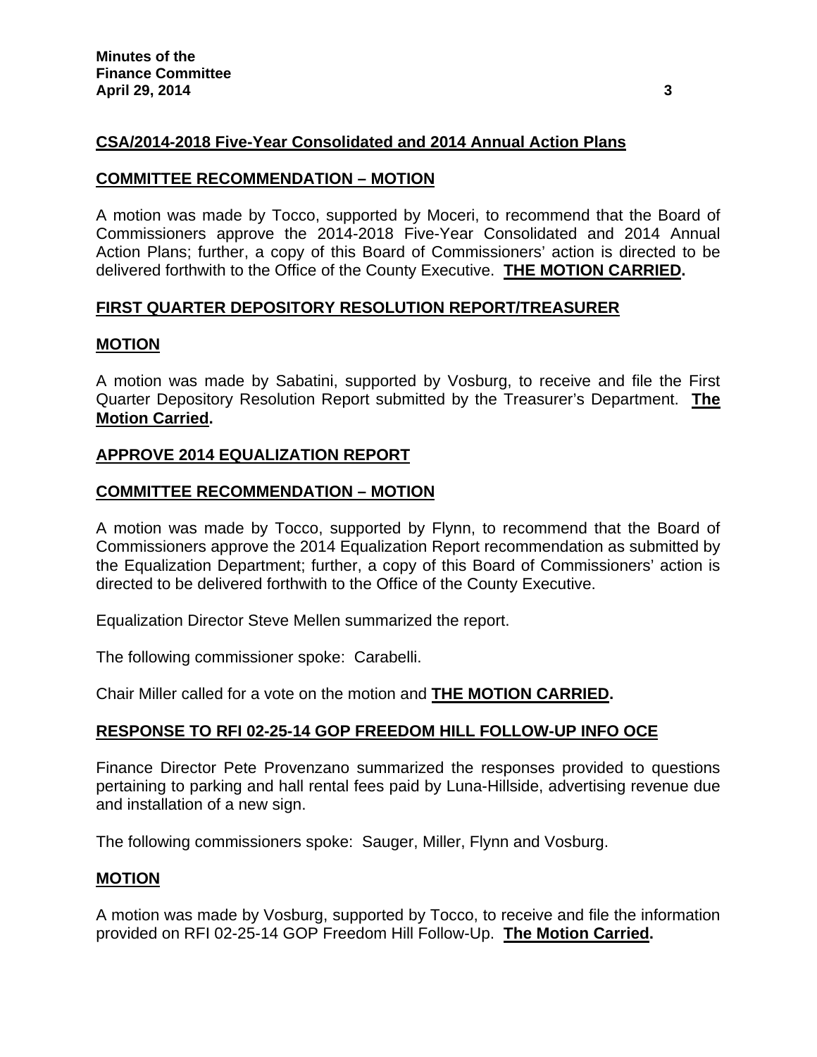## CSA/2014-2018 Five-Year Consolidated and 2014 Annual Action Plans

### COMMITTEE RECOMMENDATION – MOTION

A motion was made by Tocco, supported by Moceri, to recommend that the Board of Commissioners approve the 2014-2018 Five-Year Consolidated and 2014 Annual Action Plans; further, a copy of this Board of Commissioners' action is directed to be delivered forthwith to the Office of the County Executive. **THE MOTION CARRIED.**

## FIRST QUARTER DEPOSITORY RESOLUTION REPORT/TREASURER

### MOTION

A motion was made by Sabatini, supported by Vosburg, to receive and file the First Quarter Depository Resolution Report submitted by the Treasurer's Department. **The Motion Carried.**

## APPROVE 2014 EQUALIZATION REPORT

### COMMITTEE RECOMMENDATION – MOTION

A motion was made by Tocco, supported by Flynn, to recommend that the Board of Commissioners approve the 2014 Equalization Report recommendation as submitted by the Equalization Department; further, a copy of this Board of Commissioners' action is directed to be delivered forthwith to the Office of the County Executive.

Equalization Director Steve Mellen summarized the report.

The following commissioner spoke: Carabelli.

Chair Miller called for a vote on the motion and **THE MOTION CARRIED.**

## RESPONSE TO RFI 02-25-14 GOP FREEDOM HILL FOLLOW-UP INFO OCE

Finance Director Pete Provenzano summarized the responses provided to questions pertaining to parking and hall rental fees paid by Luna-Hillside, advertising revenue due and installation of a new sign.

The following commissioners spoke: Sauger, Miller, Flynn and Vosburg.

### MOTION

A motion was made by Vosburg, supported by Tocco, to receive and file the information provided on RFI 02-25-14 GOP Freedom Hill Follow-Up. **The Motion Carried.**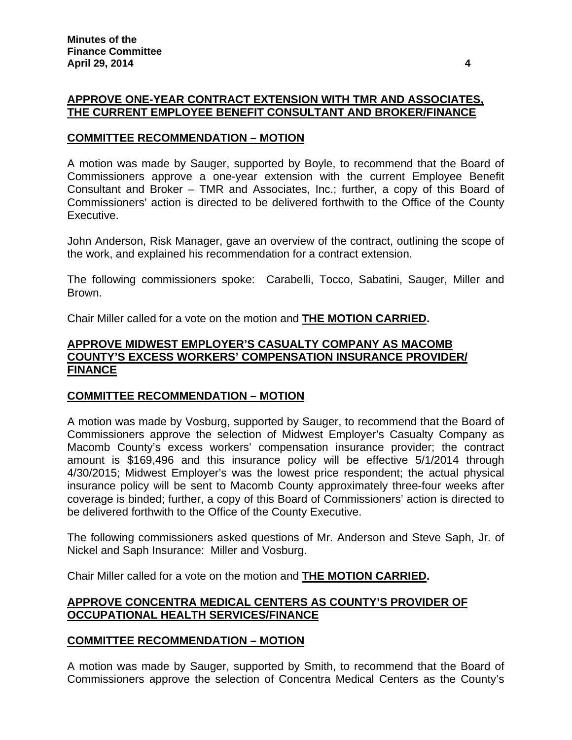**APPROVE ONE-YEAR CONTRACT EXTENSION WITH TMR AND ASSOCIATES, THE CURRENT EMPLOYEE BENEFIT CONSULTANT AND BROKER/FINANCE**

**COMMITTEE RECOMMENDATION – MOTION**

A motion was made by Sauger, supported by Boyle, to recommend that the Board of Commissioners approve a one-year extension with the current Employee Benefit Consultant and Broker – TMR and Associates, Inc.; further, a copy of this Board of Commissioners' action is directed to be delivered forthwith to the Office of the County Executive.

John Anderson, Risk Manager, gave an overview of the contract, outlining the scope of the work, and explained his recommendation for a contract extension.

The following commissioners spoke: Carabelli, Tocco, Sabatini, Sauger, Miller and Brown.

Chair Miller called for a vote on the motion and **THE MOTION CARRIED.**

**APPROVE MIDWEST EMPLOYER'S CASUALTY COMPANY AS MACOMB COUNTY'S EXCESS WORKERS' COMPENSATION INSURANCE PROVIDER/ FINANCE**

**COMMITTEE RECOMMENDATION – MOTION**

A motion was made by Vosburg, supported by Sauger, to recommend that the Board of Commissioners approve the selection of Midwest Employer's Casualty Company as Macomb County's excess workers' compensation insurance provider; the contract amount is $169,496 and this insurance policy will be effective 5/1/2014 through 4/30/2015; Midwest Employer's was the lowest price respondent; the actual physical insurance policy will be sent to Macomb County approximately three-four weeks after coverage is binded; further, a copy of this Board of Commissioners' action is directed to be delivered forthwith to the Office of the County Executive.

The following commissioners asked questions of Mr. Anderson and Steve Saph, Jr. of Nickel and Saph Insurance: Miller and Vosburg.

Chair Miller called for a vote on the motion and **THE MOTION CARRIED.**

**APPROVE CONCENTRA MEDICAL CENTERS AS COUNTY'S PROVIDER OF OCCUPATIONAL HEALTH SERVICES/FINANCE**

**COMMITTEE RECOMMENDATION – MOTION**

A motion was made by Sauger, supported by Smith, to recommend that the Board of Commissioners approve the selection of Concentra Medical Centers as the County's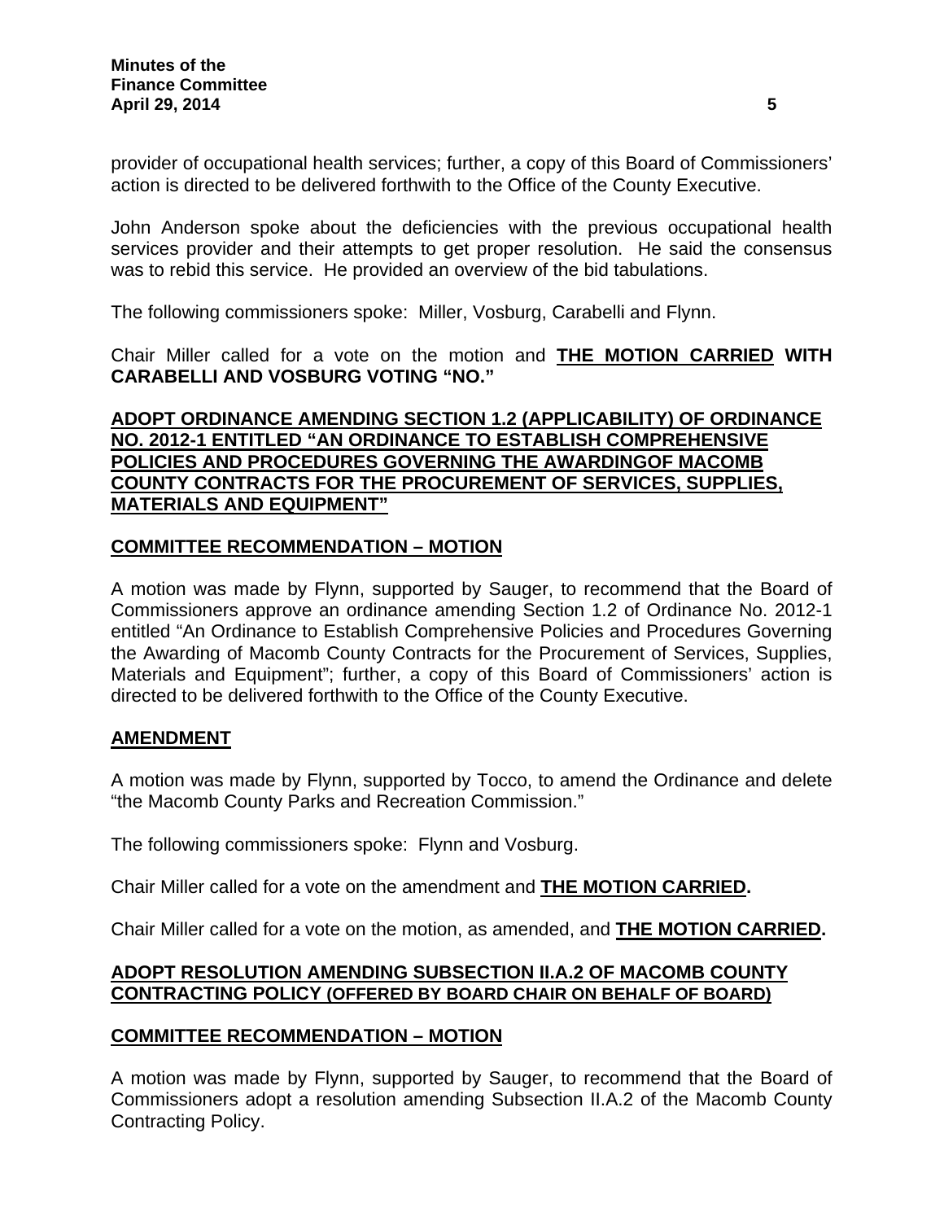provider of occupational health services; further, a copy of this Board of Commissioners' action is directed to be delivered forthwith to the Office of the County Executive.

John Anderson spoke about the deficiencies with the previous occupational health services provider and their attempts to get proper resolution. He said the consensus was to rebid this service. He provided an overview of the bid tabulations.

The following commissioners spoke: Miller, Vosburg, Carabelli and Flynn.

Chair Miller called for a vote on the motion and **THE MOTION CARRIED WITH CARABELLI AND VOSBURG VOTING "NO."**

**ADOPT ORDINANCE AMENDING SECTION 1.2 (APPLICABILITY) OF ORDINANCE NO. 2012-1 ENTITLED "AN ORDINANCE TO ESTABLISH COMPREHENSIVE POLICIES AND PROCEDURES GOVERNING THE AWARDINGOF MACOMB COUNTY CONTRACTS FOR THE PROCUREMENT OF SERVICES, SUPPLIES, MATERIALS AND EQUIPMENT"**

**COMMITTEE RECOMMENDATION – MOTION**

A motion was made by Flynn, supported by Sauger, to recommend that the Board of Commissioners approve an ordinance amending Section 1.2 of Ordinance No. 2012-1 entitled "An Ordinance to Establish Comprehensive Policies and Procedures Governing the Awarding of Macomb County Contracts for the Procurement of Services, Supplies, Materials and Equipment"; further, a copy of this Board of Commissioners' action is directed to be delivered forthwith to the Office of the County Executive.

**AMENDMENT**

A motion was made by Flynn, supported by Tocco, to amend the Ordinance and delete "the Macomb County Parks and Recreation Commission."

The following commissioners spoke: Flynn and Vosburg.

Chair Miller called for a vote on the amendment and **THE MOTION CARRIED.**

Chair Miller called for a vote on the motion, as amended, and **THE MOTION CARRIED.**

**ADOPT RESOLUTION AMENDING SUBSECTION II.A.2 OF MACOMB COUNTY CONTRACTING POLICY (OFFERED BY BOARD CHAIR ON BEHALF OF BOARD)**

**COMMITTEE RECOMMENDATION – MOTION**

A motion was made by Flynn, supported by Sauger, to recommend that the Board of Commissioners adopt a resolution amending Subsection II.A.2 of the Macomb County Contracting Policy.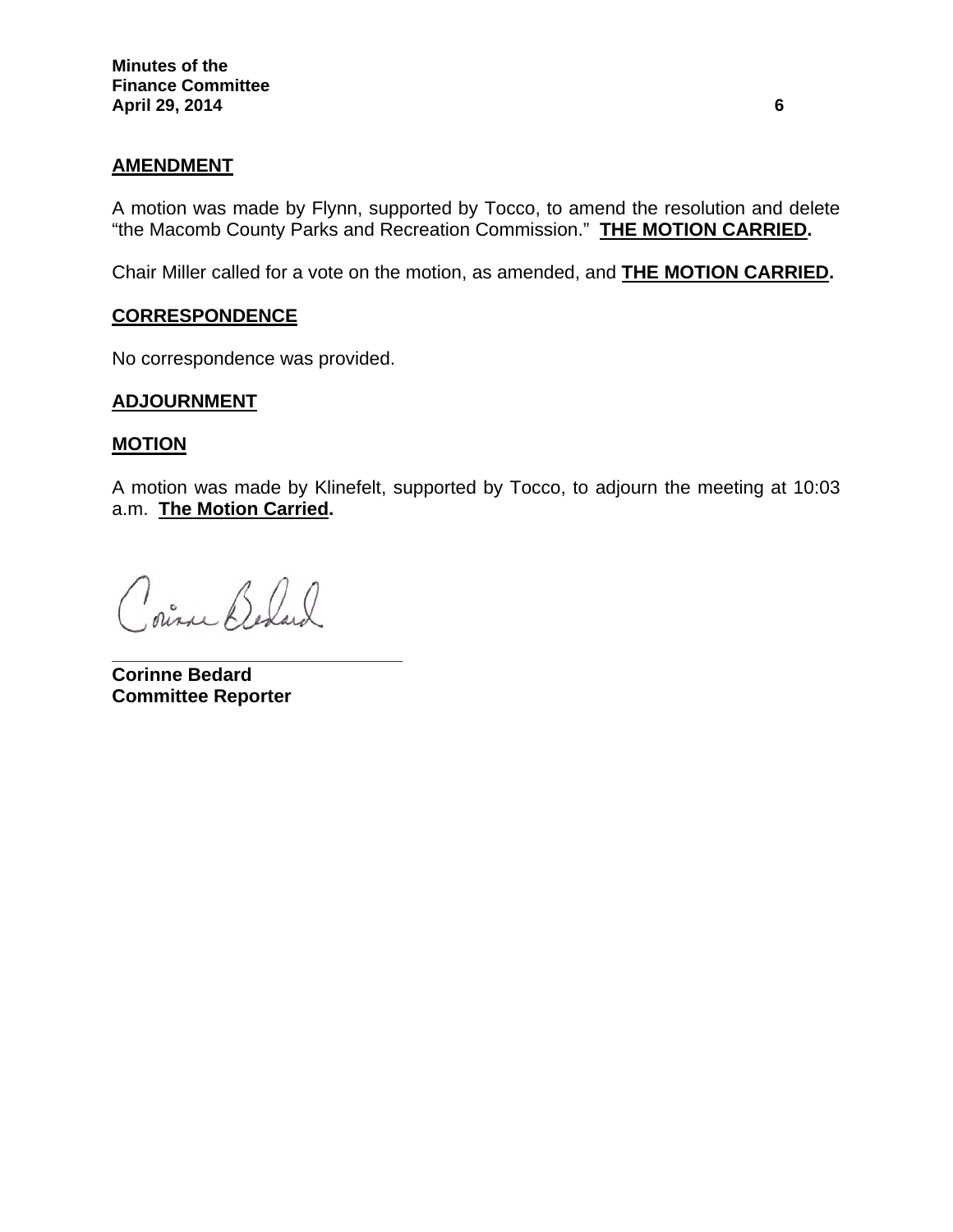**AMENDMENT**

A motion was made by Flynn, supported by Tocco, to amend the resolution and delete "the Macomb County Parks and Recreation Commission." **THE MOTION CARRIED.**

Chair Miller called for a vote on the motion, as amended, and **THE MOTION CARRIED.**

**CORRESPONDENCE**

No correspondence was provided.

**ADJOURNMENT**

**MOTION**

A motion was made by Klinefelt, supported by Tocco, to adjourn the meeting at 10:03 a.m. **The Motion Carried.**

_______________________________

**Corinne Bedard**
**Committee Reporter**